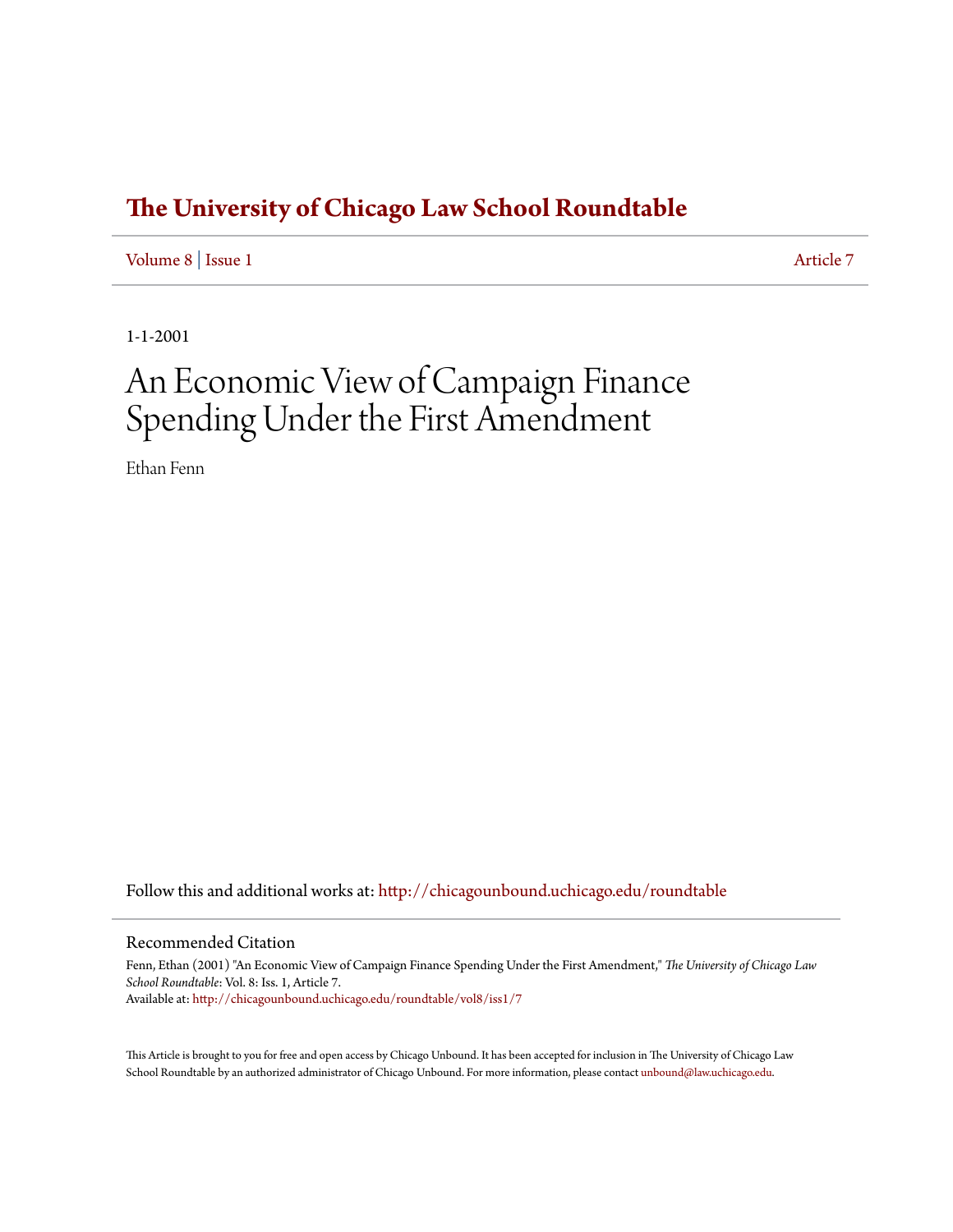# The University of Chicago Law School Roundtable

Volume 8 | Issue 1 Article 7

1-1-2001

# An Economic View of Campaign Finance Spending Under the First Amendment

Ethan Fenn

Follow this and additional works at: http://chicagounbound.uchicago.edu/roundtable

## Recommended Citation

Fenn, Ethan (2001) "An Economic View of Campaign Finance Spending Under the First Amendment," *The University of Chicago Law School Roundtable*: Vol. 8: Iss. 1, Article 7.
Available at: http://chicagounbound.uchicago.edu/roundtable/vol8/iss1/7

This Article is brought to you for free and open access by Chicago Unbound. It has been accepted for inclusion in The University of Chicago Law School Roundtable by an authorized administrator of Chicago Unbound. For more information, please contact unbound@law.uchicago.edu.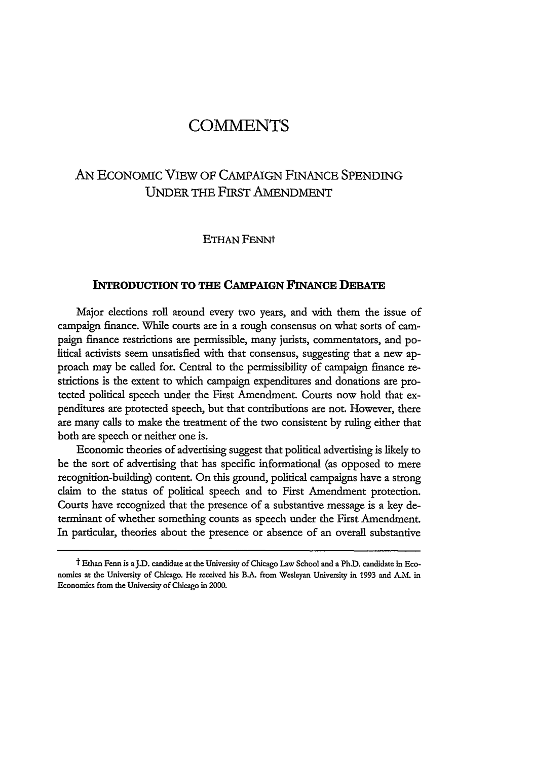# COMMENTS

## AN ECONOMIC VIEW OF CAMPAIGN FINANCE SPENDING UNDER THE FIRST AMENDMENT

ETHAN FENN†

### INTRODUCTION TO THE CAMPAIGN FINANCE DEBATE

Major elections roll around every two years, and with them the issue of campaign finance. While courts are in a rough consensus on what sorts of campaign finance restrictions are permissible, many jurists, commentators, and political activists seem unsatisfied with that consensus, suggesting that a new approach may be called for. Central to the permissibility of campaign finance restrictions is the extent to which campaign expenditures and donations are protected political speech under the First Amendment. Courts now hold that expenditures are protected speech, but that contributions are not. However, there are many calls to make the treatment of the two consistent by ruling either that both are speech or neither one is.

Economic theories of advertising suggest that political advertising is likely to be the sort of advertising that has specific informational (as opposed to mere recognition-building) content. On this ground, political campaigns have a strong claim to the status of political speech and to First Amendment protection. Courts have recognized that the presence of a substantive message is a key determinant of whether something counts as speech under the First Amendment. In particular, theories about the presence or absence of an overall substantive

---

† Ethan Fenn is a J.D. candidate at the University of Chicago Law School and a Ph.D. candidate in Economics at the University of Chicago. He received his B.A. from Wesleyan University in 1993 and A.M. in Economics from the University of Chicago in 2000.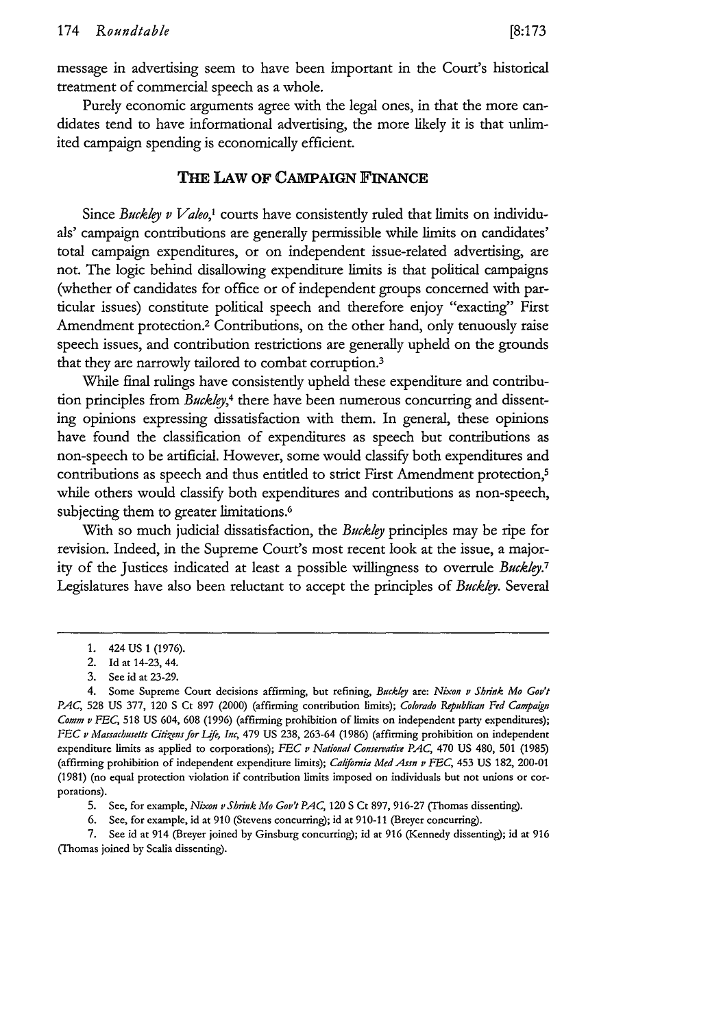message in advertising seem to have been important in the Court's historical treatment of commercial speech as a whole.

Purely economic arguments agree with the legal ones, in that the more candidates tend to have informational advertising, the more likely it is that unlimited campaign spending is economically efficient.

## THE LAW OF CAMPAIGN FINANCE

Since *Buckley v Valeo*,[1] courts have consistently ruled that limits on individuals' campaign contributions are generally permissible while limits on candidates' total campaign expenditures, or on independent issue-related advertising, are not. The logic behind disallowing expenditure limits is that political campaigns (whether of candidates for office or of independent groups concerned with particular issues) constitute political speech and therefore enjoy "exacting" First Amendment protection.[2] Contributions, on the other hand, only tenuously raise speech issues, and contribution restrictions are generally upheld on the grounds that they are narrowly tailored to combat corruption.[3]

While final rulings have consistently upheld these expenditure and contribution principles from *Buckley*,[4] there have been numerous concurring and dissenting opinions expressing dissatisfaction with them. In general, these opinions have found the classification of expenditures as speech but contributions as non-speech to be artificial. However, some would classify both expenditures and contributions as speech and thus entitled to strict First Amendment protection,[5] while others would classify both expenditures and contributions as non-speech, subjecting them to greater limitations.[6]

With so much judicial dissatisfaction, the *Buckley* principles may be ripe for revision. Indeed, in the Supreme Court's most recent look at the issue, a majority of the Justices indicated at least a possible willingness to overrule *Buckley*.[7] Legislatures have also been reluctant to accept the principles of *Buckley*. Several

---

1. 424 US 1 (1976).

2. Id at 14-23, 44.

3. See id at 23-29.

4. Some Supreme Court decisions affirming, but refining, *Buckley* are: *Nixon v Shrink Mo Gov't PAC*, 528 US 377, 120 S Ct 897 (2000) (affirming contribution limits); *Colorado Republican Fed Campaign Comm v FEC*, 518 US 604, 608 (1996) (affirming prohibition of limits on independent party expenditures); *FEC v Massachusetts Citizens for Life, Inc*, 479 US 238, 263-64 (1986) (affirming prohibition on independent expenditure limits as applied to corporations); *FEC v National Conservative PAC*, 470 US 480, 501 (1985) (affirming prohibition of independent expenditure limits); *California Med Assn v FEC*, 453 US 182, 200-01 (1981) (no equal protection violation if contribution limits imposed on individuals but not unions or corporations).

5. See, for example, *Nixon v Shrink Mo Gov't PAC*, 120 S Ct 897, 916-27 (Thomas dissenting).

6. See, for example, id at 910 (Stevens concurring); id at 910-11 (Breyer concurring).

7. See id at 914 (Breyer joined by Ginsburg concurring); id at 916 (Kennedy dissenting); id at 916 (Thomas joined by Scalia dissenting).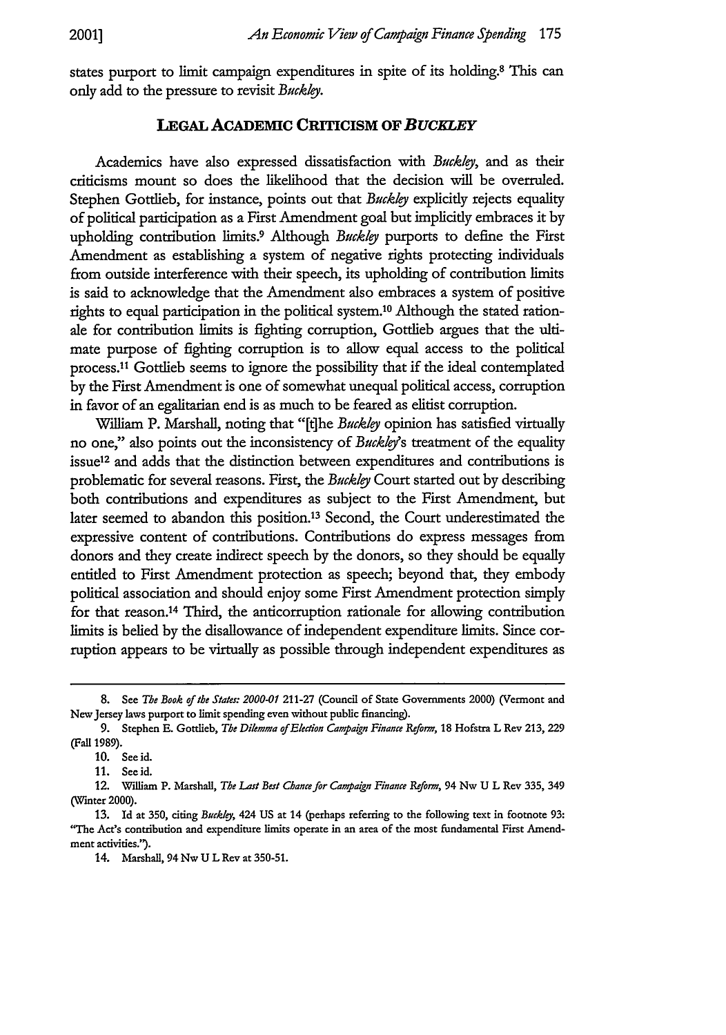states purport to limit campaign expenditures in spite of its holding.[8] This can only add to the pressure to revisit *Buckley*.

## LEGAL ACADEMIC CRITICISM OF *BUCKLEY*

Academics have also expressed dissatisfaction with *Buckley*, and as their criticisms mount so does the likelihood that the decision will be overruled. Stephen Gottlieb, for instance, points out that *Buckley* explicitly rejects equality of political participation as a First Amendment goal but implicitly embraces it by upholding contribution limits.[9] Although *Buckley* purports to define the First Amendment as establishing a system of negative rights protecting individuals from outside interference with their speech, its upholding of contribution limits is said to acknowledge that the Amendment also embraces a system of positive rights to equal participation in the political system.[10] Although the stated rationale for contribution limits is fighting corruption, Gottlieb argues that the ultimate purpose of fighting corruption is to allow equal access to the political process.[11] Gottlieb seems to ignore the possibility that if the ideal contemplated by the First Amendment is one of somewhat unequal political access, corruption in favor of an egalitarian end is as much to be feared as elitist corruption.

William P. Marshall, noting that "[t]he *Buckley* opinion has satisfied virtually no one," also points out the inconsistency of *Buckley*'s treatment of the equality issue[12] and adds that the distinction between expenditures and contributions is problematic for several reasons. First, the *Buckley* Court started out by describing both contributions and expenditures as subject to the First Amendment, but later seemed to abandon this position.[13] Second, the Court underestimated the expressive content of contributions. Contributions do express messages from donors and they create indirect speech by the donors, so they should be equally entitled to First Amendment protection as speech; beyond that, they embody political association and should enjoy some First Amendment protection simply for that reason.[14] Third, the anticorruption rationale for allowing contribution limits is belied by the disallowance of independent expenditure limits. Since corruption appears to be virtually as possible through independent expenditures as

---

8. See *The Book of the States: 2000-01* 211-27 (Council of State Governments 2000) (Vermont and New Jersey laws purport to limit spending even without public financing).

9. Stephen E. Gottlieb, *The Dilemma of Election Campaign Finance Reform*, 18 Hofstra L Rev 213, 229 (Fall 1989).

10. See id.

11. See id.

12. William P. Marshall, *The Last Best Chance for Campaign Finance Reform*, 94 Nw U L Rev 335, 349 (Winter 2000).

13. Id at 350, citing *Buckley*, 424 US at 14 (perhaps referring to the following text in footnote 93: "The Act's contribution and expenditure limits operate in an area of the most fundamental First Amendment activities.").

14. Marshall, 94 Nw U L Rev at 350-51.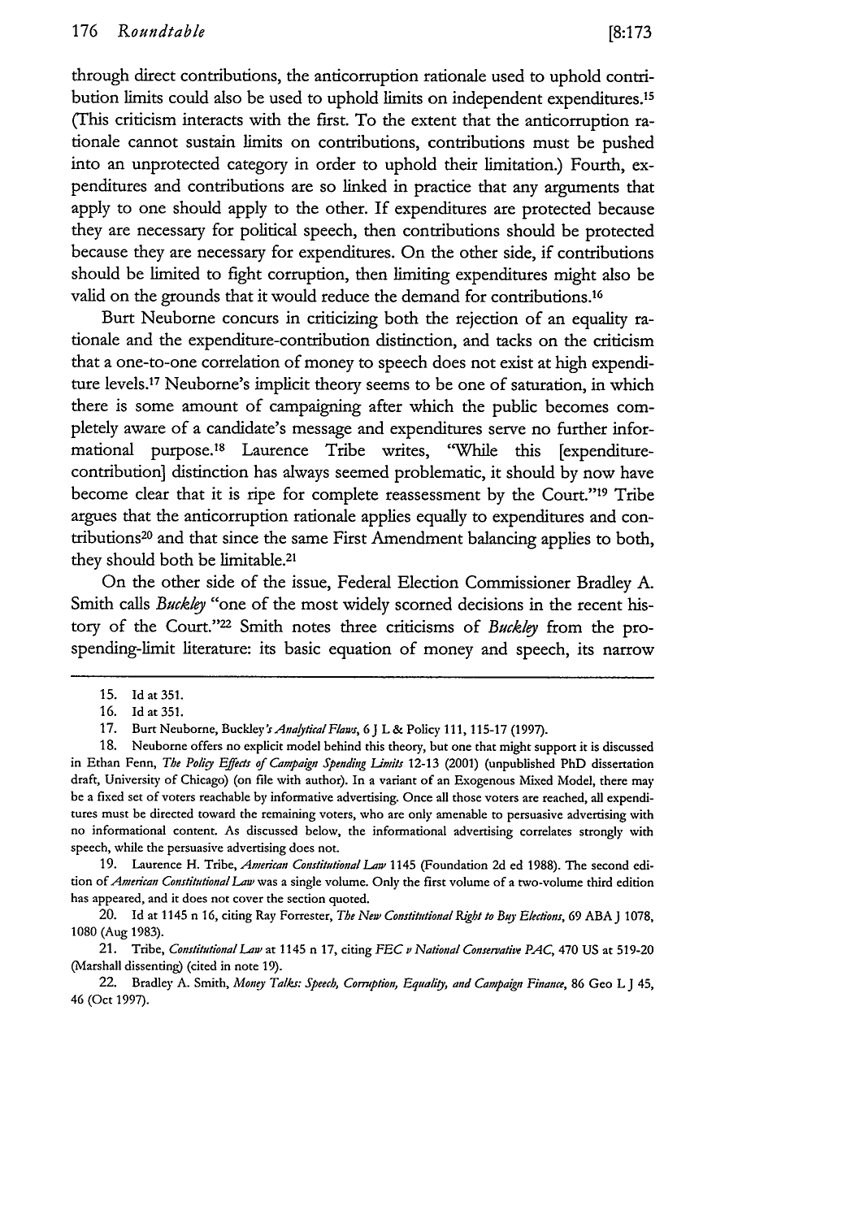through direct contributions, the anticorruption rationale used to uphold contribution limits could also be used to uphold limits on independent expenditures.[15] (This criticism interacts with the first. To the extent that the anticorruption rationale cannot sustain limits on contributions, contributions must be pushed into an unprotected category in order to uphold their limitation.) Fourth, expenditures and contributions are so linked in practice that any arguments that apply to one should apply to the other. If expenditures are protected because they are necessary for political speech, then contributions should be protected because they are necessary for expenditures. On the other side, if contributions should be limited to fight corruption, then limiting expenditures might also be valid on the grounds that it would reduce the demand for contributions.[16]

Burt Neuborne concurs in criticizing both the rejection of an equality rationale and the expenditure-contribution distinction, and tacks on the criticism that a one-to-one correlation of money to speech does not exist at high expenditure levels.[17] Neuborne's implicit theory seems to be one of saturation, in which there is some amount of campaigning after which the public becomes completely aware of a candidate's message and expenditures serve no further informational purpose.[18] Laurence Tribe writes, "While this [expenditure-contribution] distinction has always seemed problematic, it should by now have become clear that it is ripe for complete reassessment by the Court."[19] Tribe argues that the anticorruption rationale applies equally to expenditures and contributions[20] and that since the same First Amendment balancing applies to both, they should both be limitable.[21]

On the other side of the issue, Federal Election Commissioner Bradley A. Smith calls *Buckley* "one of the most widely scorned decisions in the recent history of the Court."[22] Smith notes three criticisms of *Buckley* from the pro-spending-limit literature: its basic equation of money and speech, its narrow

---

15. Id at 351.

16. Id at 351.

17. Burt Neuborne, *Buckley's Analytical Flaws*, 6 J L & Policy 111, 115-17 (1997).

18. Neuborne offers no explicit model behind this theory, but one that might support it is discussed in Ethan Fenn, *The Policy Effects of Campaign Spending Limits* 12-13 (2001) (unpublished PhD dissertation draft, University of Chicago) (on file with author). In a variant of an Exogenous Mixed Model, there may be a fixed set of voters reachable by informative advertising. Once all those voters are reached, all expenditures must be directed toward the remaining voters, who are only amenable to persuasive advertising with no informational content. As discussed below, the informational advertising correlates strongly with speech, while the persuasive advertising does not.

19. Laurence H. Tribe, *American Constitutional Law* 1145 (Foundation 2d ed 1988). The second edition of *American Constitutional Law* was a single volume. Only the first volume of a two-volume third edition has appeared, and it does not cover the section quoted.

20. Id at 1145 n 16, citing Ray Forrester, *The New Constitutional Right to Buy Elections*, 69 ABA J 1078, 1080 (Aug 1983).

21. Tribe, *Constitutional Law* at 1145 n 17, citing *FEC v National Conservative PAC*, 470 US at 519-20 (Marshall dissenting) (cited in note 19).

22. Bradley A. Smith, *Money Talks: Speech, Corruption, Equality, and Campaign Finance*, 86 Geo L J 45, 46 (Oct 1997).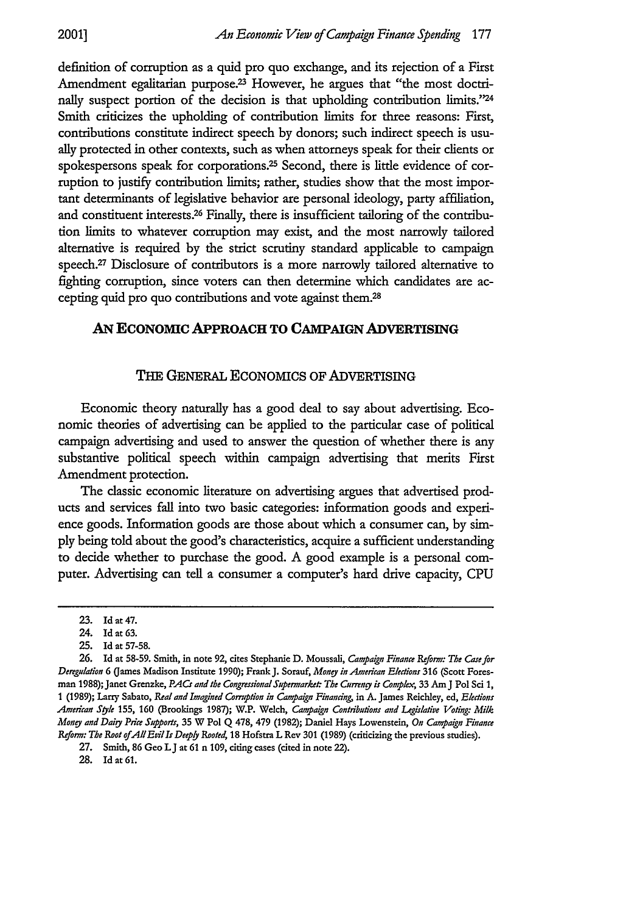definition of corruption as a quid pro quo exchange, and its rejection of a First Amendment egalitarian purpose.[23] However, he argues that "the most doctrinally suspect portion of the decision is that upholding contribution limits."[24] Smith criticizes the upholding of contribution limits for three reasons: First, contributions constitute indirect speech by donors; such indirect speech is usually protected in other contexts, such as when attorneys speak for their clients or spokespersons speak for corporations.[25] Second, there is little evidence of corruption to justify contribution limits; rather, studies show that the most important determinants of legislative behavior are personal ideology, party affiliation, and constituent interests.[26] Finally, there is insufficient tailoring of the contribution limits to whatever corruption may exist, and the most narrowly tailored alternative is required by the strict scrutiny standard applicable to campaign speech.[27] Disclosure of contributors is a more narrowly tailored alternative to fighting corruption, since voters can then determine which candidates are accepting quid pro quo contributions and vote against them.[28]

## AN ECONOMIC APPROACH TO CAMPAIGN ADVERTISING

### THE GENERAL ECONOMICS OF ADVERTISING

Economic theory naturally has a good deal to say about advertising. Economic theories of advertising can be applied to the particular case of political campaign advertising and used to answer the question of whether there is any substantive political speech within campaign advertising that merits First Amendment protection.

The classic economic literature on advertising argues that advertised products and services fall into two basic categories: information goods and experience goods. Information goods are those about which a consumer can, by simply being told about the good's characteristics, acquire a sufficient understanding to decide whether to purchase the good. A good example is a personal computer. Advertising can tell a consumer a computer's hard drive capacity, CPU

---

23. Id at 47.

24. Id at 63.

25. Id at 57-58.

26. Id at 58-59. Smith, in note 92, cites Stephanie D. Moussali, *Campaign Finance Reform: The Case for Deregulation* 6 (James Madison Institute 1990); Frank J. Sorauf, *Money in American Elections* 316 (Scott Foresman 1988); Janet Grenzke, *PACs and the Congressional Supermarket: The Currency is Complex*, 33 Am J Pol Sci 1, 1 (1989); Larry Sabato, *Real and Imagined Corruption in Campaign Financing*, in A. James Reichley, ed, *Elections American Style* 155, 160 (Brookings 1987); W.P. Welch, *Campaign Contributions and Legislative Voting: Milk Money and Dairy Price Supports*, 35 W Pol Q 478, 479 (1982); Daniel Hays Lowenstein, *On Campaign Finance Reform: The Root of All Evil Is Deeply Rooted*, 18 Hofstra L Rev 301 (1989) (criticizing the previous studies).

27. Smith, 86 Geo L J at 61 n 109, citing cases (cited in note 22).

28. Id at 61.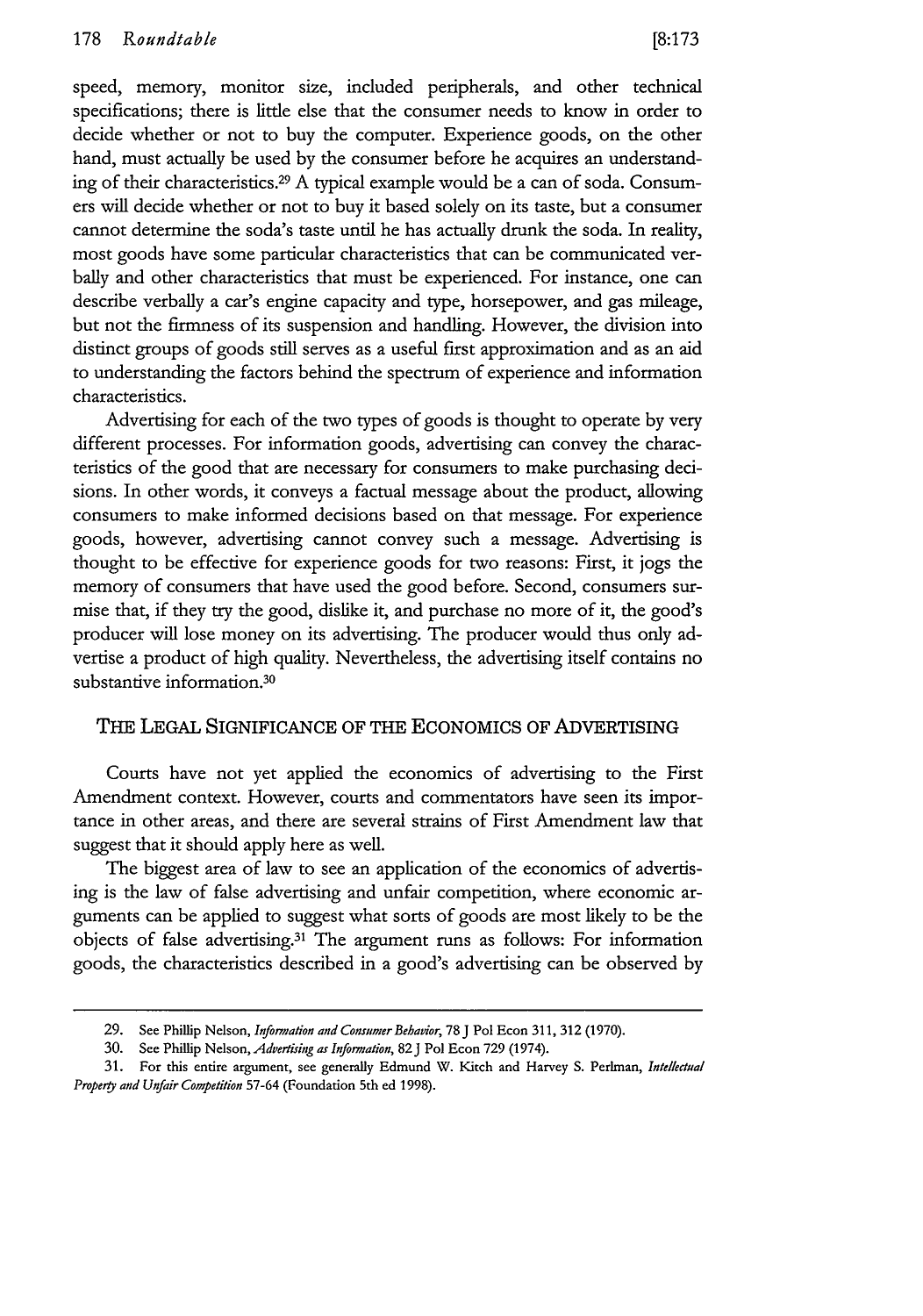speed, memory, monitor size, included peripherals, and other technical specifications; there is little else that the consumer needs to know in order to decide whether or not to buy the computer. Experience goods, on the other hand, must actually be used by the consumer before he acquires an understanding of their characteristics.[29] A typical example would be a can of soda. Consumers will decide whether or not to buy it based solely on its taste, but a consumer cannot determine the soda's taste until he has actually drunk the soda. In reality, most goods have some particular characteristics that can be communicated verbally and other characteristics that must be experienced. For instance, one can describe verbally a car's engine capacity and type, horsepower, and gas mileage, but not the firmness of its suspension and handling. However, the division into distinct groups of goods still serves as a useful first approximation and as an aid to understanding the factors behind the spectrum of experience and information characteristics.

Advertising for each of the two types of goods is thought to operate by very different processes. For information goods, advertising can convey the characteristics of the good that are necessary for consumers to make purchasing decisions. In other words, it conveys a factual message about the product, allowing consumers to make informed decisions based on that message. For experience goods, however, advertising cannot convey such a message. Advertising is thought to be effective for experience goods for two reasons: First, it jogs the memory of consumers that have used the good before. Second, consumers surmise that, if they try the good, dislike it, and purchase no more of it, the good's producer will lose money on its advertising. The producer would thus only advertise a product of high quality. Nevertheless, the advertising itself contains no substantive information.[30]

## THE LEGAL SIGNIFICANCE OF THE ECONOMICS OF ADVERTISING

Courts have not yet applied the economics of advertising to the First Amendment context. However, courts and commentators have seen its importance in other areas, and there are several strains of First Amendment law that suggest that it should apply here as well.

The biggest area of law to see an application of the economics of advertising is the law of false advertising and unfair competition, where economic arguments can be applied to suggest what sorts of goods are most likely to be the objects of false advertising.[31] The argument runs as follows: For information goods, the characteristics described in a good's advertising can be observed by

---

29. See Phillip Nelson, *Information and Consumer Behavior*, 78 J Pol Econ 311, 312 (1970).

30. See Phillip Nelson, *Advertising as Information*, 82 J Pol Econ 729 (1974).

31. For this entire argument, see generally Edmund W. Kitch and Harvey S. Perlman, *Intellectual Property and Unfair Competition* 57-64 (Foundation 5th ed 1998).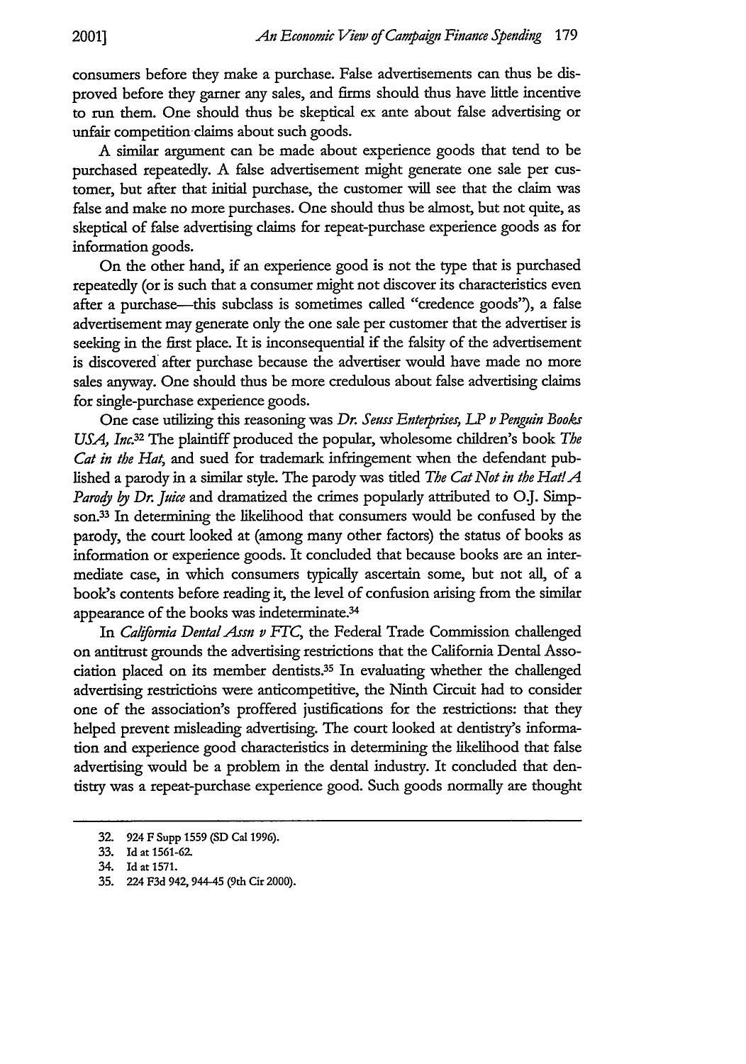consumers before they make a purchase. False advertisements can thus be disproved before they garner any sales, and firms should thus have little incentive to run them. One should thus be skeptical ex ante about false advertising or unfair competition claims about such goods.

A similar argument can be made about experience goods that tend to be purchased repeatedly. A false advertisement might generate one sale per customer, but after that initial purchase, the customer will see that the claim was false and make no more purchases. One should thus be almost, but not quite, as skeptical of false advertising claims for repeat-purchase experience goods as for information goods.

On the other hand, if an experience good is not the type that is purchased repeatedly (or is such that a consumer might not discover its characteristics even after a purchase—this subclass is sometimes called "credence goods"), a false advertisement may generate only the one sale per customer that the advertiser is seeking in the first place. It is inconsequential if the falsity of the advertisement is discovered after purchase because the advertiser would have made no more sales anyway. One should thus be more credulous about false advertising claims for single-purchase experience goods.

One case utilizing this reasoning was *Dr. Seuss Enterprises, LP v Penguin Books USA, Inc.*[32] The plaintiff produced the popular, wholesome children's book *The Cat in the Hat*, and sued for trademark infringement when the defendant published a parody in a similar style. The parody was titled *The Cat Not in the Hat! A Parody by Dr. Juice* and dramatized the crimes popularly attributed to O.J. Simpson.[33] In determining the likelihood that consumers would be confused by the parody, the court looked at (among many other factors) the status of books as information or experience goods. It concluded that because books are an intermediate case, in which consumers typically ascertain some, but not all, of a book's contents before reading it, the level of confusion arising from the similar appearance of the books was indeterminate.[34]

In *California Dental Assn v FTC*, the Federal Trade Commission challenged on antitrust grounds the advertising restrictions that the California Dental Association placed on its member dentists.[35] In evaluating whether the challenged advertising restrictions were anticompetitive, the Ninth Circuit had to consider one of the association's proffered justifications for the restrictions: that they helped prevent misleading advertising. The court looked at dentistry's information and experience good characteristics in determining the likelihood that false advertising would be a problem in the dental industry. It concluded that dentistry was a repeat-purchase experience good. Such goods normally are thought

---

32. 924 F Supp 1559 (SD Cal 1996).

33. Id at 1561-62.

34. Id at 1571.

35. 224 F3d 942, 944-45 (9th Cir 2000).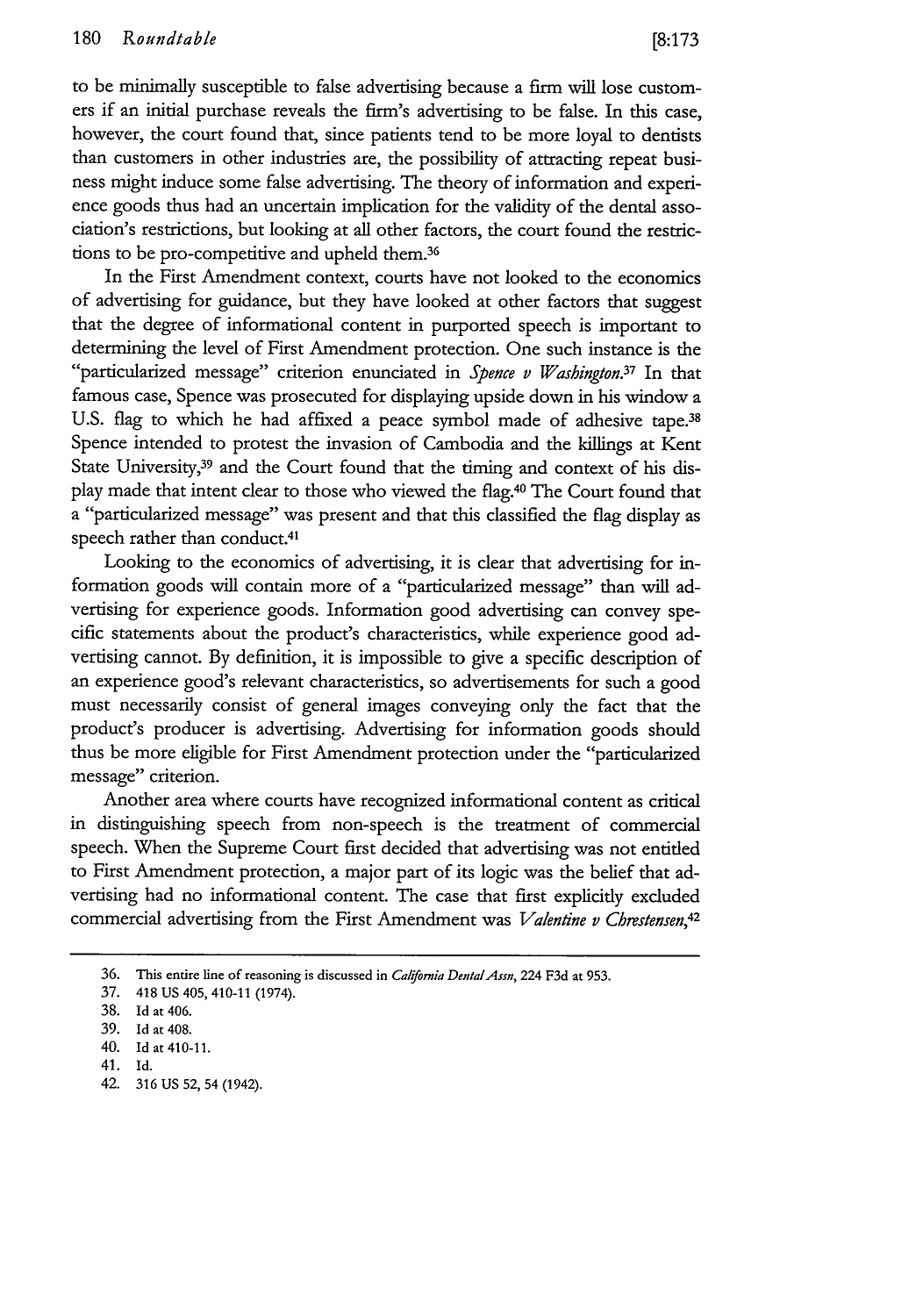to be minimally susceptible to false advertising because a firm will lose customers if an initial purchase reveals the firm's advertising to be false. In this case, however, the court found that, since patients tend to be more loyal to dentists than customers in other industries are, the possibility of attracting repeat business might induce some false advertising. The theory of information and experience goods thus had an uncertain implication for the validity of the dental association's restrictions, but looking at all other factors, the court found the restrictions to be pro-competitive and upheld them.[36]

In the First Amendment context, courts have not looked to the economics of advertising for guidance, but they have looked at other factors that suggest that the degree of informational content in purported speech is important to determining the level of First Amendment protection. One such instance is the "particularized message" criterion enunciated in *Spence v Washington*.[37] In that famous case, Spence was prosecuted for displaying upside down in his window a U.S. flag to which he had affixed a peace symbol made of adhesive tape.[38] Spence intended to protest the invasion of Cambodia and the killings at Kent State University,[39] and the Court found that the timing and context of his display made that intent clear to those who viewed the flag.[40] The Court found that a "particularized message" was present and that this classified the flag display as speech rather than conduct.[41]

Looking to the economics of advertising, it is clear that advertising for information goods will contain more of a "particularized message" than will advertising for experience goods. Information good advertising can convey specific statements about the product's characteristics, while experience good advertising cannot. By definition, it is impossible to give a specific description of an experience good's relevant characteristics, so advertisements for such a good must necessarily consist of general images conveying only the fact that the product's producer is advertising. Advertising for information goods should thus be more eligible for First Amendment protection under the "particularized message" criterion.

Another area where courts have recognized informational content as critical in distinguishing speech from non-speech is the treatment of commercial speech. When the Supreme Court first decided that advertising was not entitled to First Amendment protection, a major part of its logic was the belief that advertising had no informational content. The case that first explicitly excluded commercial advertising from the First Amendment was *Valentine v Chrestensen*,[42]

---

36. This entire line of reasoning is discussed in *California Dental Assn*, 224 F3d at 953.
37. 418 US 405, 410-11 (1974).
38. Id at 406.
39. Id at 408.
40. Id at 410-11.
41. Id.
42. 316 US 52, 54 (1942).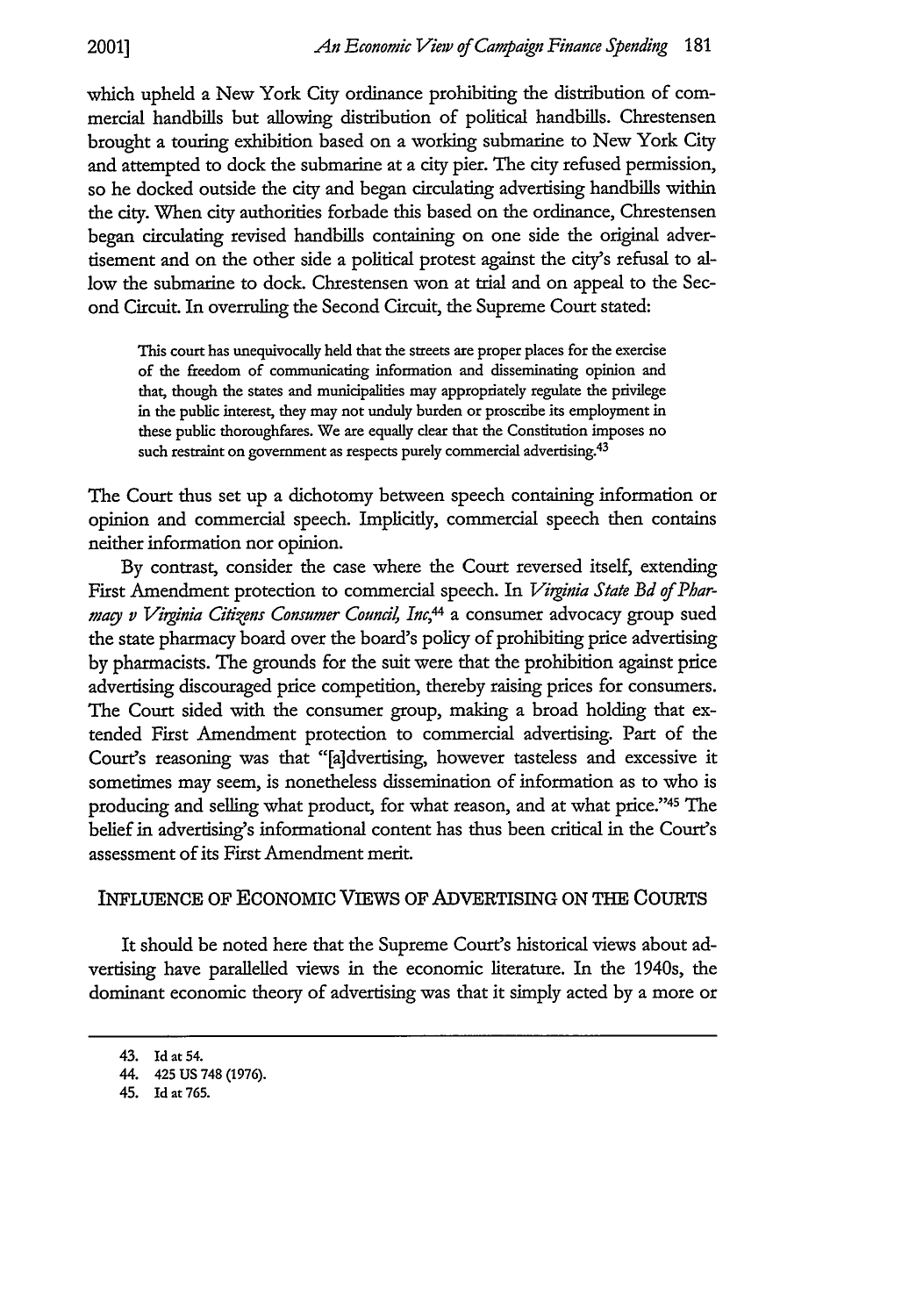which upheld a New York City ordinance prohibiting the distribution of commercial handbills but allowing distribution of political handbills. Chrestensen brought a touring exhibition based on a working submarine to New York City and attempted to dock the submarine at a city pier. The city refused permission, so he docked outside the city and began circulating advertising handbills within the city. When city authorities forbade this based on the ordinance, Chrestensen began circulating revised handbills containing on one side the original advertisement and on the other side a political protest against the city's refusal to allow the submarine to dock. Chrestensen won at trial and on appeal to the Second Circuit. In overruling the Second Circuit, the Supreme Court stated:

> This court has unequivocally held that the streets are proper places for the exercise of the freedom of communicating information and disseminating opinion and that, though the states and municipalities may appropriately regulate the privilege in the public interest, they may not unduly burden or proscribe its employment in these public thoroughfares. We are equally clear that the Constitution imposes no such restraint on government as respects purely commercial advertising.[43]

The Court thus set up a dichotomy between speech containing information or opinion and commercial speech. Implicitly, commercial speech then contains neither information nor opinion.

By contrast, consider the case where the Court reversed itself, extending First Amendment protection to commercial speech. In *Virginia State Bd of Pharmacy v Virginia Citizens Consumer Council, Inc*,[44] a consumer advocacy group sued the state pharmacy board over the board's policy of prohibiting price advertising by pharmacists. The grounds for the suit were that the prohibition against price advertising discouraged price competition, thereby raising prices for consumers. The Court sided with the consumer group, making a broad holding that extended First Amendment protection to commercial advertising. Part of the Court's reasoning was that "[a]dvertising, however tasteless and excessive it sometimes may seem, is nonetheless dissemination of information as to who is producing and selling what product, for what reason, and at what price."[45] The belief in advertising's informational content has thus been critical in the Court's assessment of its First Amendment merit.

## INFLUENCE OF ECONOMIC VIEWS OF ADVERTISING ON THE COURTS

It should be noted here that the Supreme Court's historical views about advertising have parallelled views in the economic literature. In the 1940s, the dominant economic theory of advertising was that it simply acted by a more or

---

43. Id at 54.
44. 425 US 748 (1976).
45. Id at 765.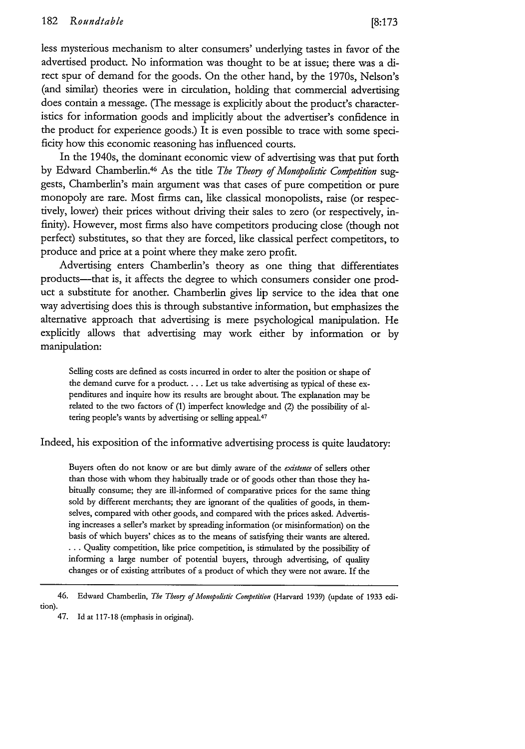less mysterious mechanism to alter consumers' underlying tastes in favor of the advertised product. No information was thought to be at issue; there was a direct spur of demand for the goods. On the other hand, by the 1970s, Nelson's (and similar) theories were in circulation, holding that commercial advertising does contain a message. (The message is explicitly about the product's characteristics for information goods and implicitly about the advertiser's confidence in the product for experience goods.) It is even possible to trace with some specificity how this economic reasoning has influenced courts.

In the 1940s, the dominant economic view of advertising was that put forth by Edward Chamberlin.[46] As the title *The Theory of Monopolistic Competition* suggests, Chamberlin's main argument was that cases of pure competition or pure monopoly are rare. Most firms can, like classical monopolists, raise (or respectively, lower) their prices without driving their sales to zero (or respectively, infinity). However, most firms also have competitors producing close (though not perfect) substitutes, so that they are forced, like classical perfect competitors, to produce and price at a point where they make zero profit.

Advertising enters Chamberlin's theory as one thing that differentiates products—that is, it affects the degree to which consumers consider one product a substitute for another. Chamberlin gives lip service to the idea that one way advertising does this is through substantive information, but emphasizes the alternative approach that advertising is mere psychological manipulation. He explicitly allows that advertising may work either by information or by manipulation:

> Selling costs are defined as costs incurred in order to alter the position or shape of the demand curve for a product. . . . Let us take advertising as typical of these expenditures and inquire how its results are brought about. The explanation may be related to the two factors of (1) imperfect knowledge and (2) the possibility of altering people's wants by advertising or selling appeal.[47]

Indeed, his exposition of the informative advertising process is quite laudatory:

> Buyers often do not know or are but dimly aware of the *existence* of sellers other than those with whom they habitually trade or of goods other than those they habitually consume; they are ill-informed of comparative prices for the same thing sold by different merchants; they are ignorant of the qualities of goods, in themselves, compared with other goods, and compared with the prices asked. Advertising increases a seller's market by spreading information (or misinformation) on the basis of which buyers' chices as to the means of satisfying their wants are altered. . . . Quality competition, like price competition, is stimulated by the possibility of informing a large number of potential buyers, through advertising, of quality changes or of existing attributes of a product of which they were not aware. If the

---

46. Edward Chamberlin, *The Theory of Monopolistic Competition* (Harvard 1939) (update of 1933 edition).

47. Id at 117-18 (emphasis in original).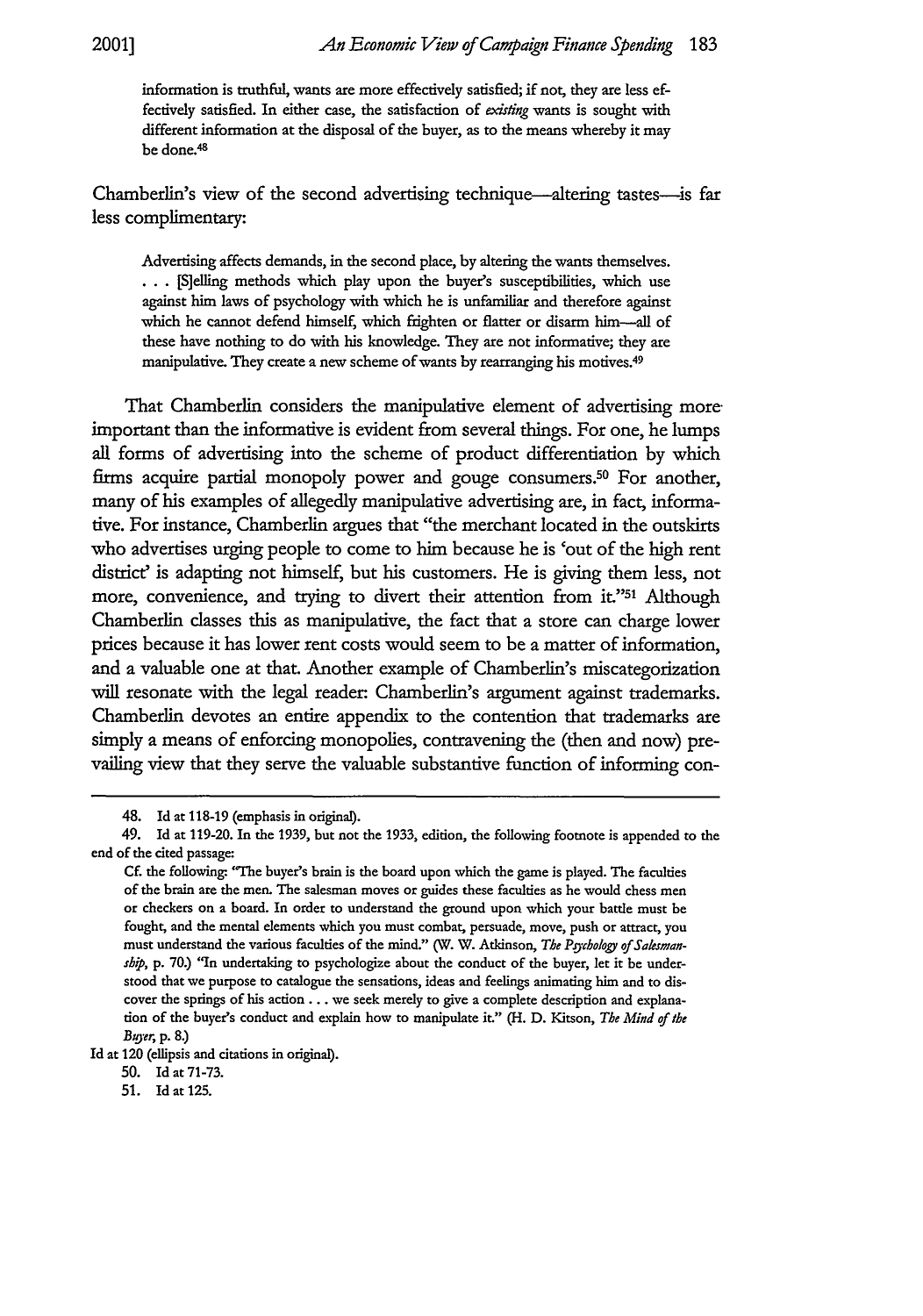> information is truthful, wants are more effectively satisfied; if not, they are less effectively satisfied. In either case, the satisfaction of *existing* wants is sought with different information at the disposal of the buyer, as to the means whereby it may be done.[48]

Chamberlin's view of the second advertising technique—altering tastes—is far less complimentary:

> Advertising affects demands, in the second place, by altering the wants themselves. . . . [S]elling methods which play upon the buyer's susceptibilities, which use against him laws of psychology with which he is unfamiliar and therefore against which he cannot defend himself, which frighten or flatter or disarm him—all of these have nothing to do with his knowledge. They are not informative; they are manipulative. They create a new scheme of wants by rearranging his motives.[49]

That Chamberlin considers the manipulative element of advertising more important than the informative is evident from several things. For one, he lumps all forms of advertising into the scheme of product differentiation by which firms acquire partial monopoly power and gouge consumers.[50] For another, many of his examples of allegedly manipulative advertising are, in fact, informative. For instance, Chamberlin argues that "the merchant located in the outskirts who advertises urging people to come to him because he is 'out of the high rent district' is adapting not himself, but his customers. He is giving them less, not more, convenience, and trying to divert their attention from it."[51] Although Chamberlin classes this as manipulative, the fact that a store can charge lower prices because it has lower rent costs would seem to be a matter of information, and a valuable one at that. Another example of Chamberlin's miscategorization will resonate with the legal reader: Chamberlin's argument against trademarks. Chamberlin devotes an entire appendix to the contention that trademarks are simply a means of enforcing monopolies, contravening the (then and now) prevailing view that they serve the valuable substantive function of informing con-

---

48. Id at 118-19 (emphasis in original).

49. Id at 119-20. In the 1939, but not the 1933, edition, the following footnote is appended to the end of the cited passage:

> Cf. the following: "The buyer's brain is the board upon which the game is played. The faculties of the brain are the men. The salesman moves or guides these faculties as he would chess men or checkers on a board. In order to understand the ground upon which your battle must be fought, and the mental elements which you must combat, persuade, move, push or attract, you must understand the various faculties of the mind." (W. W. Atkinson, *The Psychology of Salesmanship*, p. 70.) "In undertaking to psychologize about the conduct of the buyer, let it be understood that we purpose to catalogue the sensations, ideas and feelings animating him and to discover the springs of his action . . . we seek merely to give a complete description and explanation of the buyer's conduct and explain how to manipulate it." (H. D. Kitson, *The Mind of the Buyer*, p. 8.)

Id at 120 (ellipsis and citations in original).

50. Id at 71-73.

51. Id at 125.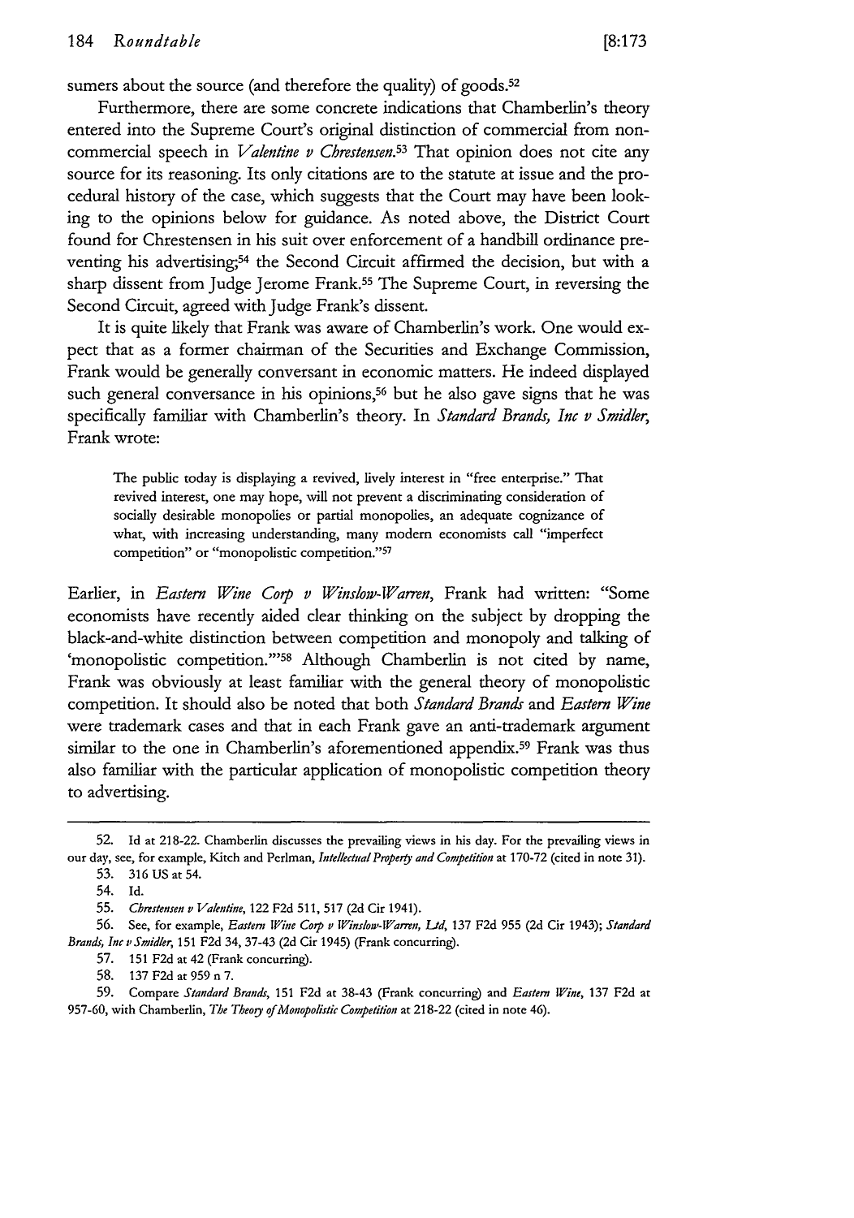sumers about the source (and therefore the quality) of goods.[52]

Furthermore, there are some concrete indications that Chamberlin's theory entered into the Supreme Court's original distinction of commercial from non-commercial speech in *Valentine v Chrestensen*.[53] That opinion does not cite any source for its reasoning. Its only citations are to the statute at issue and the procedural history of the case, which suggests that the Court may have been looking to the opinions below for guidance. As noted above, the District Court found for Chrestensen in his suit over enforcement of a handbill ordinance preventing his advertising;[54] the Second Circuit affirmed the decision, but with a sharp dissent from Judge Jerome Frank.[55] The Supreme Court, in reversing the Second Circuit, agreed with Judge Frank's dissent.

It is quite likely that Frank was aware of Chamberlin's work. One would expect that as a former chairman of the Securities and Exchange Commission, Frank would be generally conversant in economic matters. He indeed displayed such general conversance in his opinions,[56] but he also gave signs that he was specifically familiar with Chamberlin's theory. In *Standard Brands, Inc v Smidler*, Frank wrote:

> The public today is displaying a revived, lively interest in "free enterprise." That revived interest, one may hope, will not prevent a discriminating consideration of socially desirable monopolies or partial monopolies, an adequate cognizance of what, with increasing understanding, many modern economists call "imperfect competition" or "monopolistic competition."[57]

Earlier, in *Eastern Wine Corp v Winslow-Warren*, Frank had written: "Some economists have recently aided clear thinking on the subject by dropping the black-and-white distinction between competition and monopoly and talking of 'monopolistic competition.'"[58] Although Chamberlin is not cited by name, Frank was obviously at least familiar with the general theory of monopolistic competition. It should also be noted that both *Standard Brands* and *Eastern Wine* were trademark cases and that in each Frank gave an anti-trademark argument similar to the one in Chamberlin's aforementioned appendix.[59] Frank was thus also familiar with the particular application of monopolistic competition theory to advertising.

---

52. Id at 218-22. Chamberlin discusses the prevailing views in his day. For the prevailing views in our day, see, for example, Kitch and Perlman, *Intellectual Property and Competition* at 170-72 (cited in note 31).

53. 316 US at 54.

54. Id.

55. *Chrestensen v Valentine*, 122 F2d 511, 517 (2d Cir 1941).

56. See, for example, *Eastern Wine Corp v Winslow-Warren, Ltd*, 137 F2d 955 (2d Cir 1943); *Standard Brands, Inc v Smidler*, 151 F2d 34, 37-43 (2d Cir 1945) (Frank concurring).

57. 151 F2d at 42 (Frank concurring).

58. 137 F2d at 959 n 7.

59. Compare *Standard Brands*, 151 F2d at 38-43 (Frank concurring) and *Eastern Wine*, 137 F2d at 957-60, with Chamberlin, *The Theory of Monopolistic Competition* at 218-22 (cited in note 46).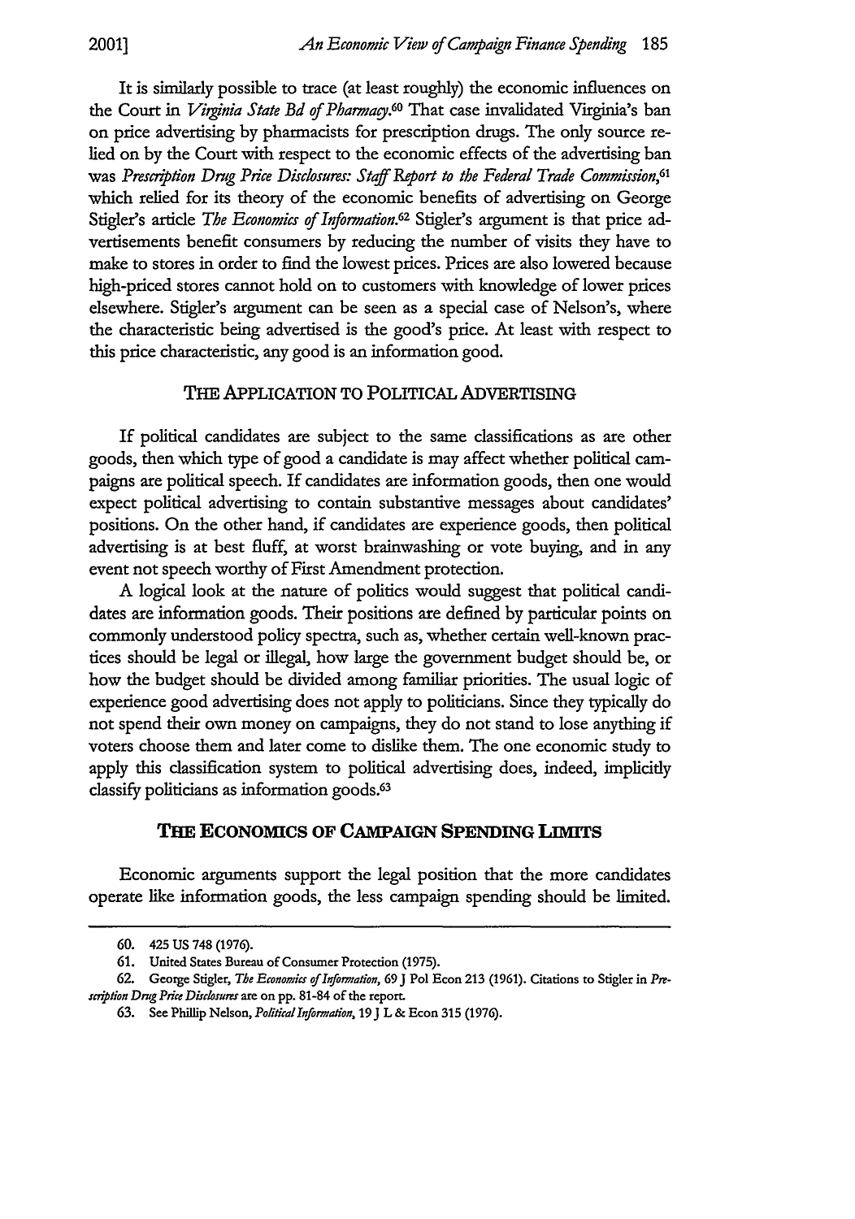It is similarly possible to trace (at least roughly) the economic influences on the Court in *Virginia State Bd of Pharmacy*.[60] That case invalidated Virginia's ban on price advertising by pharmacists for prescription drugs. The only source relied on by the Court with respect to the economic effects of the advertising ban was *Prescription Drug Price Disclosures: Staff Report to the Federal Trade Commission*,[61] which relied for its theory of the economic benefits of advertising on George Stigler's article *The Economics of Information*.[62] Stigler's argument is that price advertisements benefit consumers by reducing the number of visits they have to make to stores in order to find the lowest prices. Prices are also lowered because high-priced stores cannot hold on to customers with knowledge of lower prices elsewhere. Stigler's argument can be seen as a special case of Nelson's, where the characteristic being advertised is the good's price. At least with respect to this price characteristic, any good is an information good.

### THE APPLICATION TO POLITICAL ADVERTISING

If political candidates are subject to the same classifications as are other goods, then which type of good a candidate is may affect whether political campaigns are political speech. If candidates are information goods, then one would expect political advertising to contain substantive messages about candidates' positions. On the other hand, if candidates are experience goods, then political advertising is at best fluff, at worst brainwashing or vote buying, and in any event not speech worthy of First Amendment protection.

A logical look at the nature of politics would suggest that political candidates are information goods. Their positions are defined by particular points on commonly understood policy spectra, such as, whether certain well-known practices should be legal or illegal, how large the government budget should be, or how the budget should be divided among familiar priorities. The usual logic of experience good advertising does not apply to politicians. Since they typically do not spend their own money on campaigns, they do not stand to lose anything if voters choose them and later come to dislike them. The one economic study to apply this classification system to political advertising does, indeed, implicitly classify politicians as information goods.[63]

## THE ECONOMICS OF CAMPAIGN SPENDING LIMITS

Economic arguments support the legal position that the more candidates operate like information goods, the less campaign spending should be limited.

---

60. 425 US 748 (1976).

61. United States Bureau of Consumer Protection (1975).

62. George Stigler, *The Economics of Information*, 69 J Pol Econ 213 (1961). Citations to Stigler in *Prescription Drug Price Disclosures* are on pp. 81-84 of the report.

63. See Phillip Nelson, *Political Information*, 19 J L & Econ 315 (1976).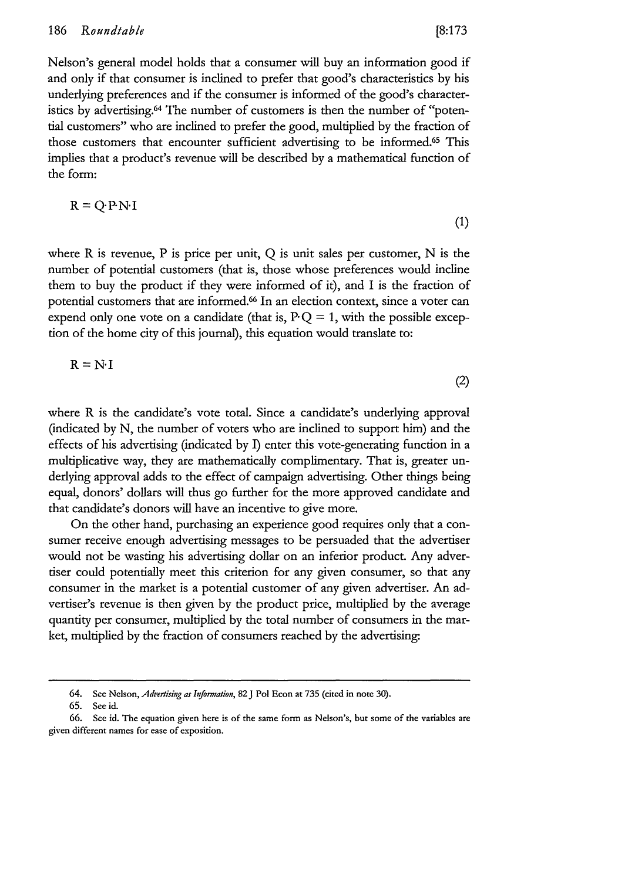Nelson's general model holds that a consumer will buy an information good if and only if that consumer is inclined to prefer that good's characteristics by his underlying preferences and if the consumer is informed of the good's characteristics by advertising.[64] The number of customers is then the number of "potential customers" who are inclined to prefer the good, multiplied by the fraction of those customers that encounter sufficient advertising to be informed.[65] This implies that a product's revenue will be described by a mathematical function of the form:

$$R = Q \cdot P \cdot N \cdot I \tag{1}$$

where R is revenue, P is price per unit, Q is unit sales per customer, N is the number of potential customers (that is, those whose preferences would incline them to buy the product if they were informed of it), and I is the fraction of potential customers that are informed.[66] In an election context, since a voter can expend only one vote on a candidate (that is, $P \cdot Q = 1$, with the possible exception of the home city of this journal), this equation would translate to:

$$R = N \cdot I \tag{2}$$

where R is the candidate's vote total. Since a candidate's underlying approval (indicated by N, the number of voters who are inclined to support him) and the effects of his advertising (indicated by I) enter this vote-generating function in a multiplicative way, they are mathematically complimentary. That is, greater underlying approval adds to the effect of campaign advertising. Other things being equal, donors' dollars will thus go further for the more approved candidate and that candidate's donors will have an incentive to give more.

On the other hand, purchasing an experience good requires only that a consumer receive enough advertising messages to be persuaded that the advertiser would not be wasting his advertising dollar on an inferior product. Any advertiser could potentially meet this criterion for any given consumer, so that any consumer in the market is a potential customer of any given advertiser. An advertiser's revenue is then given by the product price, multiplied by the average quantity per consumer, multiplied by the total number of consumers in the market, multiplied by the fraction of consumers reached by the advertising:

---

64. See Nelson, *Advertising as Information*, 82 J Pol Econ at 735 (cited in note 30).

65. See id.

66. See id. The equation given here is of the same form as Nelson's, but some of the variables are given different names for ease of exposition.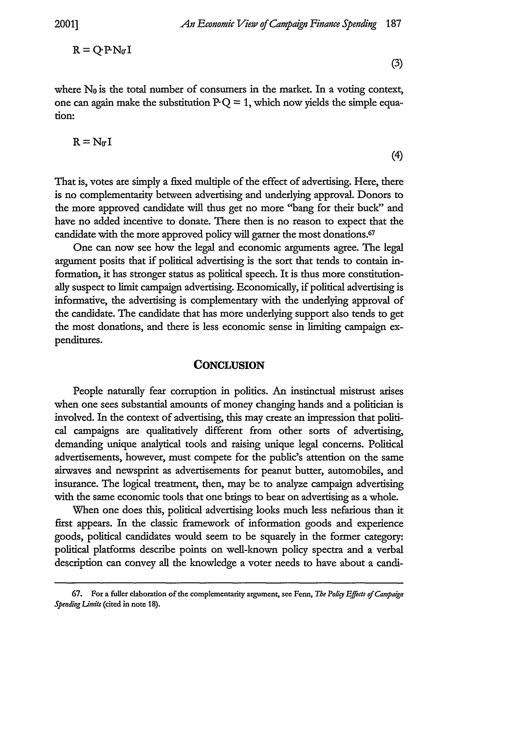$$R = Q \cdot P \cdot N_0 \cdot I \tag{3}$$

where $N_0$ is the total number of consumers in the market. In a voting context, one can again make the substitution $P \cdot Q = 1$, which now yields the simple equation:

$$R = N_0 \cdot I \tag{4}$$

That is, votes are simply a fixed multiple of the effect of advertising. Here, there is no complementarity between advertising and underlying approval. Donors to the more approved candidate will thus get no more "bang for their buck" and have no added incentive to donate. There then is no reason to expect that the candidate with the more approved policy will garner the most donations.[67]

One can now see how the legal and economic arguments agree. The legal argument posits that if political advertising is the sort that tends to contain information, it has stronger status as political speech. It is thus more constitutionally suspect to limit campaign advertising. Economically, if political advertising is informative, the advertising is complementary with the underlying approval of the candidate. The candidate that has more underlying support also tends to get the most donations, and there is less economic sense in limiting campaign expenditures.

## CONCLUSION

People naturally fear corruption in politics. An instinctual mistrust arises when one sees substantial amounts of money changing hands and a politician is involved. In the context of advertising, this may create an impression that political campaigns are qualitatively different from other sorts of advertising, demanding unique analytical tools and raising unique legal concerns. Political advertisements, however, must compete for the public's attention on the same airwaves and newsprint as advertisements for peanut butter, automobiles, and insurance. The logical treatment, then, may be to analyze campaign advertising with the same economic tools that one brings to bear on advertising as a whole.

When one does this, political advertising looks much less nefarious than it first appears. In the classic framework of information goods and experience goods, political candidates would seem to be squarely in the former category: political platforms describe points on well-known policy spectra and a verbal description can convey all the knowledge a voter needs to have about a candi-

---

67. For a fuller elaboration of the complementarity argument, see Fenn, *The Policy Effects of Campaign Spending Limits* (cited in note 18).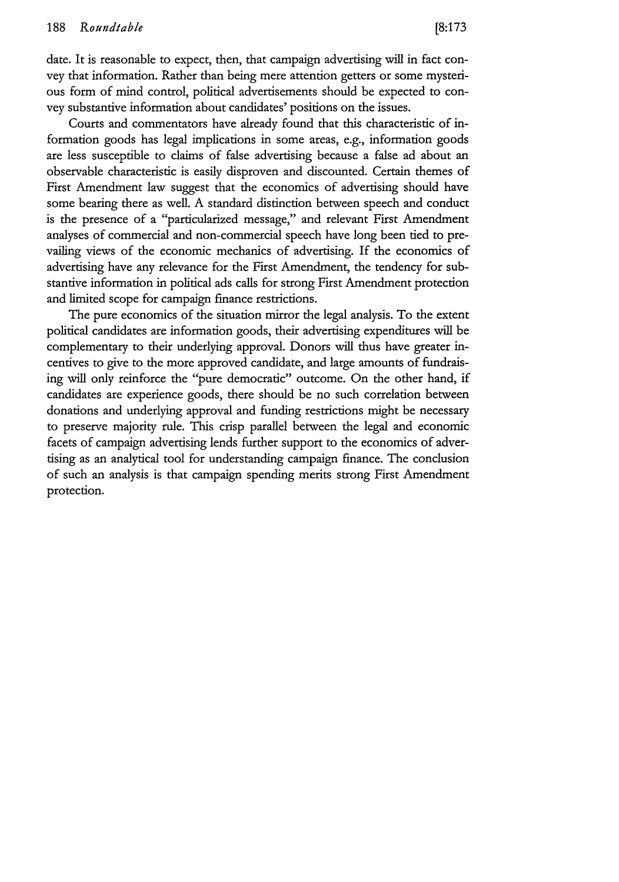date. It is reasonable to expect, then, that campaign advertising will in fact convey that information. Rather than being mere attention getters or some mysterious form of mind control, political advertisements should be expected to convey substantive information about candidates' positions on the issues.

Courts and commentators have already found that this characteristic of information goods has legal implications in some areas, e.g., information goods are less susceptible to claims of false advertising because a false ad about an observable characteristic is easily disproven and discounted. Certain themes of First Amendment law suggest that the economics of advertising should have some bearing there as well. A standard distinction between speech and conduct is the presence of a "particularized message," and relevant First Amendment analyses of commercial and non-commercial speech have long been tied to prevailing views of the economic mechanics of advertising. If the economics of advertising have any relevance for the First Amendment, the tendency for substantive information in political ads calls for strong First Amendment protection and limited scope for campaign finance restrictions.

The pure economics of the situation mirror the legal analysis. To the extent political candidates are information goods, their advertising expenditures will be complementary to their underlying approval. Donors will thus have greater incentives to give to the more approved candidate, and large amounts of fundraising will only reinforce the "pure democratic" outcome. On the other hand, if candidates are experience goods, there should be no such correlation between donations and underlying approval and funding restrictions might be necessary to preserve majority rule. This crisp parallel between the legal and economic facets of campaign advertising lends further support to the economics of advertising as an analytical tool for understanding campaign finance. The conclusion of such an analysis is that campaign spending merits strong First Amendment protection.